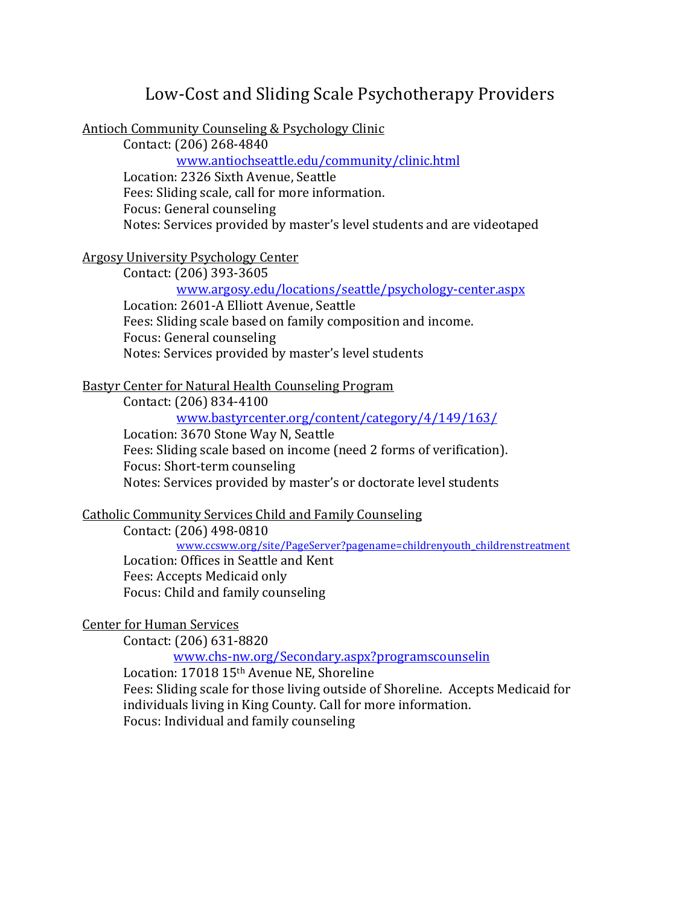# Low-Cost and Sliding Scale Psychotherapy Providers

Antioch Community Counseling & Psychology Clinic

Contact: (206) 268-4840
www.antiochseattle.edu/community/clinic.html
Location: 2326 Sixth Avenue, Seattle
Fees: Sliding scale, call for more information.
Focus: General counseling
Notes: Services provided by master's level students and are videotaped

Argosy University Psychology Center

Contact: (206) 393-3605
www.argosy.edu/locations/seattle/psychology-center.aspx
Location: 2601-A Elliott Avenue, Seattle
Fees: Sliding scale based on family composition and income.
Focus: General counseling
Notes: Services provided by master's level students

Bastyr Center for Natural Health Counseling Program

Contact: (206) 834-4100
www.bastyrcenter.org/content/category/4/149/163/
Location: 3670 Stone Way N, Seattle
Fees: Sliding scale based on income (need 2 forms of verification).
Focus: Short-term counseling
Notes: Services provided by master's or doctorate level students

Catholic Community Services Child and Family Counseling

Contact: (206) 498-0810
www.ccsww.org/site/PageServer?pagename=childrenyouth_childrenstreatment
Location: Offices in Seattle and Kent
Fees: Accepts Medicaid only
Focus: Child and family counseling

Center for Human Services

Contact: (206) 631-8820
www.chs-nw.org/Secondary.aspx?programscounselin
Location: 17018 15th Avenue NE, Shoreline
Fees: Sliding scale for those living outside of Shoreline. Accepts Medicaid for individuals living in King County. Call for more information.
Focus: Individual and family counseling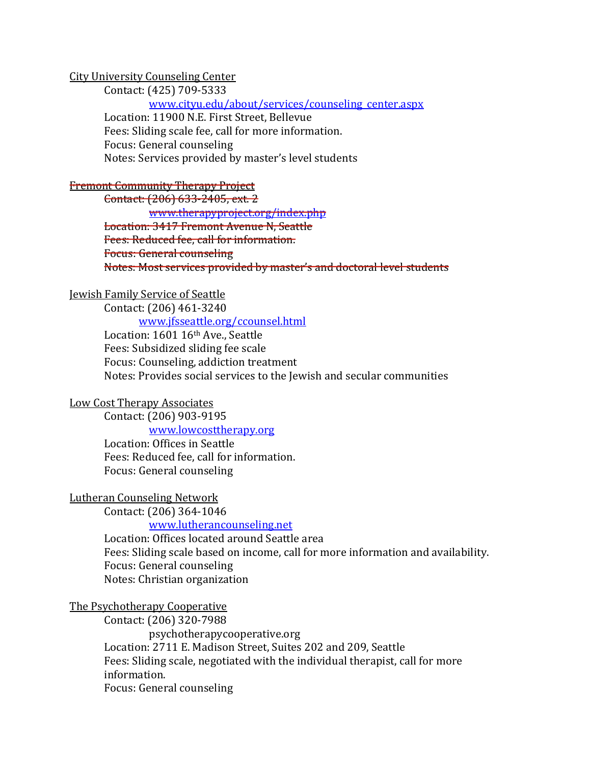City University Counseling Center

Contact: (425) 709-5333

www.cityu.edu/about/services/counseling_center.aspx

Location: 11900 N.E. First Street, Bellevue

Fees: Sliding scale fee, call for more information.

Focus: General counseling

Notes: Services provided by master's level students

~~Fremont Community Therapy Project~~

~~Contact: (206) 633-2405, ext. 2~~

~~www.therapyproject.org/index.php~~

~~Location: 3417 Fremont Avenue N, Seattle~~

~~Fees: Reduced fee, call for information.~~

~~Focus: General counseling~~

~~Notes: Most services provided by master's and doctoral level students~~

Jewish Family Service of Seattle

Contact: (206) 461-3240

www.jfsseattle.org/ccounsel.html

Location: 1601 16th Ave., Seattle

Fees: Subsidized sliding fee scale

Focus: Counseling, addiction treatment

Notes: Provides social services to the Jewish and secular communities

Low Cost Therapy Associates

Contact: (206) 903-9195

www.lowcosttherapy.org

Location: Offices in Seattle

Fees: Reduced fee, call for information.

Focus: General counseling

Lutheran Counseling Network

Contact: (206) 364-1046

www.lutherancounseling.net

Location: Offices located around Seattle area

Fees: Sliding scale based on income, call for more information and availability.

Focus: General counseling

Notes: Christian organization

The Psychotherapy Cooperative

Contact: (206) 320-7988

psychotherapycooperative.org

Location: 2711 E. Madison Street, Suites 202 and 209, Seattle

Fees: Sliding scale, negotiated with the individual therapist, call for more information.

Focus: General counseling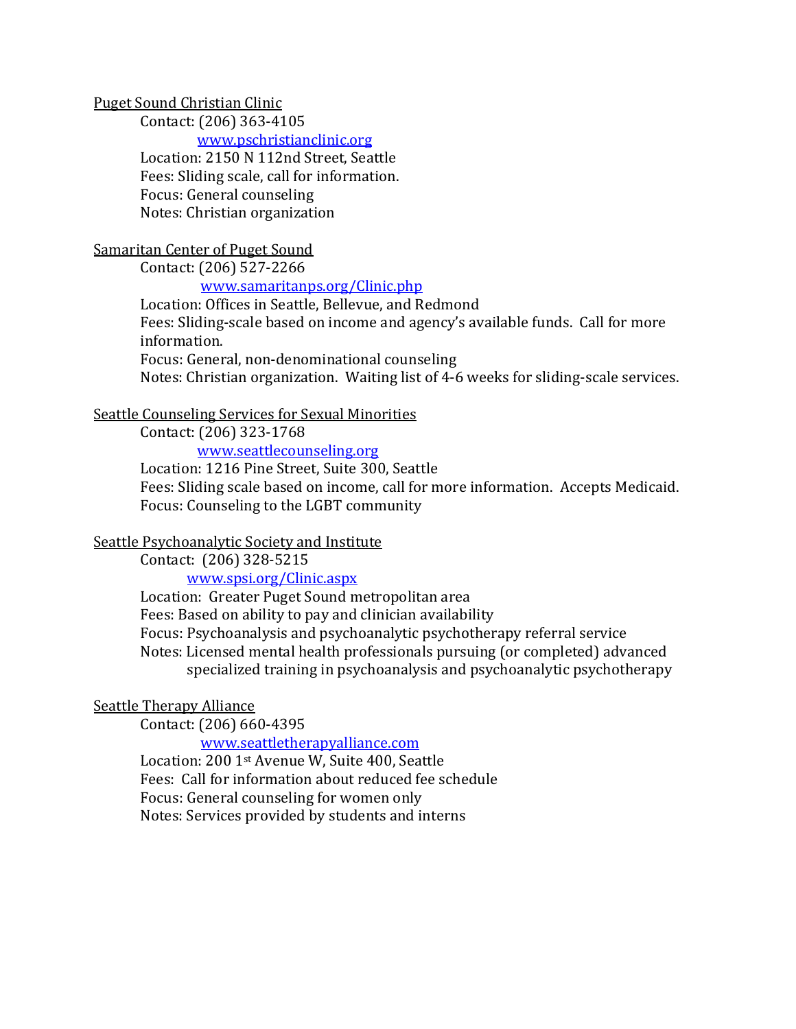Puget Sound Christian Clinic

Contact: (206) 363-4105

[www.pschristianclinic.org](http://www.pschristianclinic.org)

Location: 2150 N 112nd Street, Seattle

Fees: Sliding scale, call for information.

Focus: General counseling

Notes: Christian organization

Samaritan Center of Puget Sound

Contact: (206) 527-2266

[www.samaritanps.org/Clinic.php](http://www.samaritanps.org/Clinic.php)

Location: Offices in Seattle, Bellevue, and Redmond

Fees: Sliding-scale based on income and agency's available funds. Call for more information.

Focus: General, non-denominational counseling

Notes: Christian organization. Waiting list of 4-6 weeks for sliding-scale services.

Seattle Counseling Services for Sexual Minorities

Contact: (206) 323-1768

[www.seattlecounseling.org](http://www.seattlecounseling.org)

Location: 1216 Pine Street, Suite 300, Seattle

Fees: Sliding scale based on income, call for more information. Accepts Medicaid.

Focus: Counseling to the LGBT community

Seattle Psychoanalytic Society and Institute

Contact: (206) 328-5215

[www.spsi.org/Clinic.aspx](http://www.spsi.org/Clinic.aspx)

Location: Greater Puget Sound metropolitan area

Fees: Based on ability to pay and clinician availability

Focus: Psychoanalysis and psychoanalytic psychotherapy referral service

Notes: Licensed mental health professionals pursuing (or completed) advanced specialized training in psychoanalysis and psychoanalytic psychotherapy

Seattle Therapy Alliance

Contact: (206) 660-4395

[www.seattletherapyalliance.com](http://www.seattletherapyalliance.com)

Location: 200 1st Avenue W, Suite 400, Seattle

Fees: Call for information about reduced fee schedule

Focus: General counseling for women only

Notes: Services provided by students and interns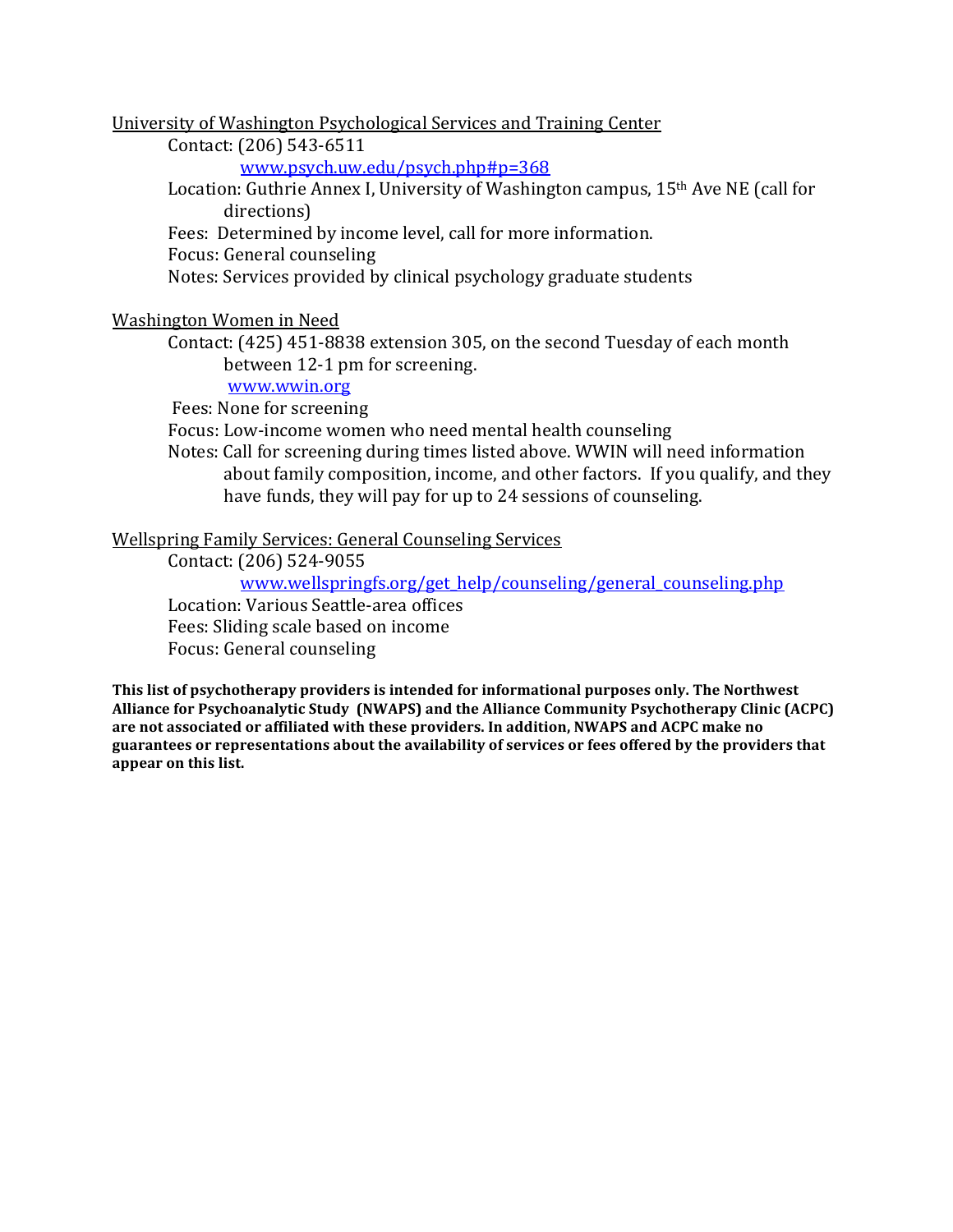University of Washington Psychological Services and Training Center

Contact: (206) 543-6511

[www.psych.uw.edu/psych.php#p=368](http://www.psych.uw.edu/psych.php#p=368)

Location: Guthrie Annex I, University of Washington campus, 15th Ave NE (call for directions)

Fees: Determined by income level, call for more information.

Focus: General counseling

Notes: Services provided by clinical psychology graduate students

Washington Women in Need

Contact: (425) 451-8838 extension 305, on the second Tuesday of each month between 12-1 pm for screening.

[www.wwin.org](http://www.wwin.org)

Fees: None for screening

Focus: Low-income women who need mental health counseling

Notes: Call for screening during times listed above. WWIN will need information about family composition, income, and other factors. If you qualify, and they have funds, they will pay for up to 24 sessions of counseling.

Wellspring Family Services: General Counseling Services

Contact: (206) 524-9055

[www.wellspringfs.org/get_help/counseling/general_counseling.php](http://www.wellspringfs.org/get_help/counseling/general_counseling.php)

Location: Various Seattle-area offices

Fees: Sliding scale based on income

Focus: General counseling

**This list of psychotherapy providers is intended for informational purposes only. The Northwest Alliance for Psychoanalytic Study (NWAPS) and the Alliance Community Psychotherapy Clinic (ACPC) are not associated or affiliated with these providers. In addition, NWAPS and ACPC make no guarantees or representations about the availability of services or fees offered by the providers that appear on this list.**